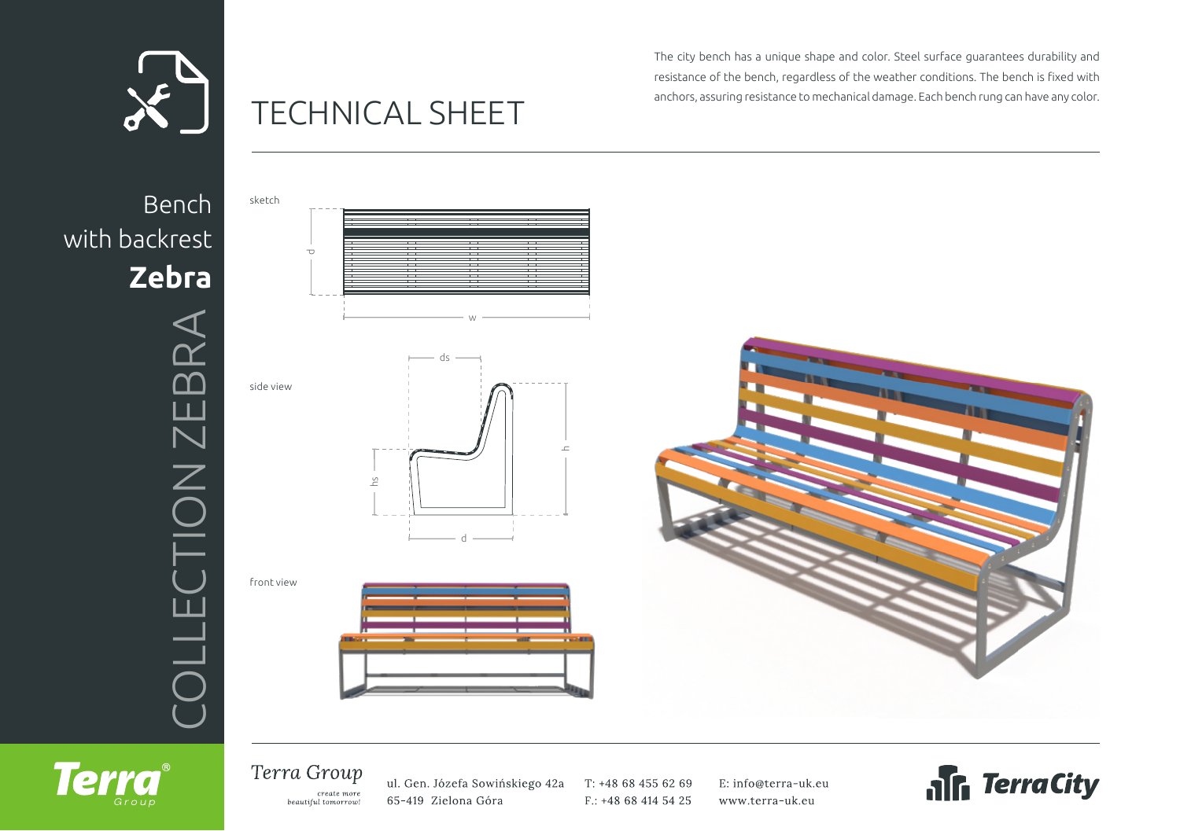# TECHNICAL SHEET

The city bench has a unique shape and color. Steel surface guarantees durability and resistance of the bench, regardless of the weather conditions. The bench is fixed with anchors, assuring resistance to mechanical damage. Each bench rung can have any color.

## Bench with backrest **Zebra**

COLLECTION ZEBRA

sketch

d

w

side view

ds

hs

h

d

front view

Terra Group

*create more beautiful tomorrow!*

ul. Gen. Józefa Sowińskiego 42a
65-419 Zielona Góra

T: +48 68 455 62 69
F.: +48 68 414 54 25

E: info@terra-uk.eu
www.terra-uk.eu

TerraCity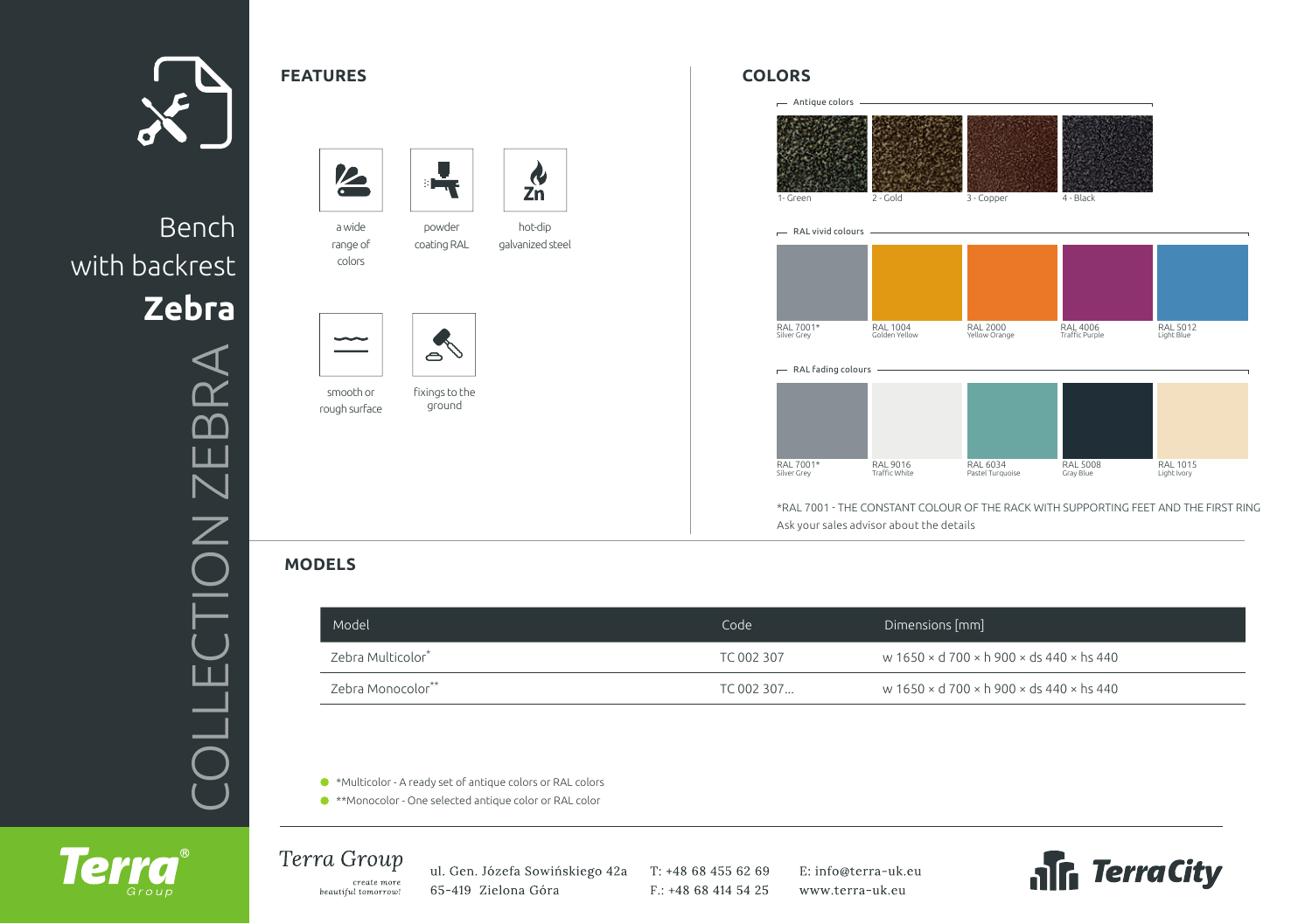# Bench with backrest **Zebra**

COLLECTION ZEBRA

## FEATURES

- a wide range of colors
- powder coating RAL
- hot-dip galvanized steel
- smooth or rough surface
- fixings to the ground

## COLORS

Antique colors

1- Green
2 - Gold
3 - Copper
4 - Black

RAL vivid colours

RAL 7001* Silver Grey
RAL 1004 Golden Yellow
RAL 2000 Yellow Orange
RAL 4006 Traffic Purple
RAL 5012 Light Blue

RAL fading colours

RAL 7001* Silver Grey
RAL 9016 Traffic White
RAL 6034 Pastel Turquoise
RAL 5008 Gray Blue
RAL 1015 Light Ivory

*RAL 7001 - THE CONSTANT COLOUR OF THE RACK WITH SUPPORTING FEET AND THE FIRST RING

Ask your sales advisor about the details

## MODELS

| Model | Code | Dimensions [mm] |
|---|---|---|
| Zebra Multicolor* | TC 002 307 | w 1650 × d 700 × h 900 × ds 440 × hs 440 |
| Zebra Monocolor** | TC 002 307... | w 1650 × d 700 × h 900 × ds 440 × hs 440 |

- *Multicolor - A ready set of antique colors or RAL colors
- **Monocolor - One selected antique color or RAL color

Terra Group
create more beautiful tomorrow!

ul. Gen. Józefa Sowińskiego 42a
65-419 Zielona Góra

T: +48 68 455 62 69
F.: +48 68 414 54 25

E: info@terra-uk.eu
www.terra-uk.eu

Terra Group

TerraCity